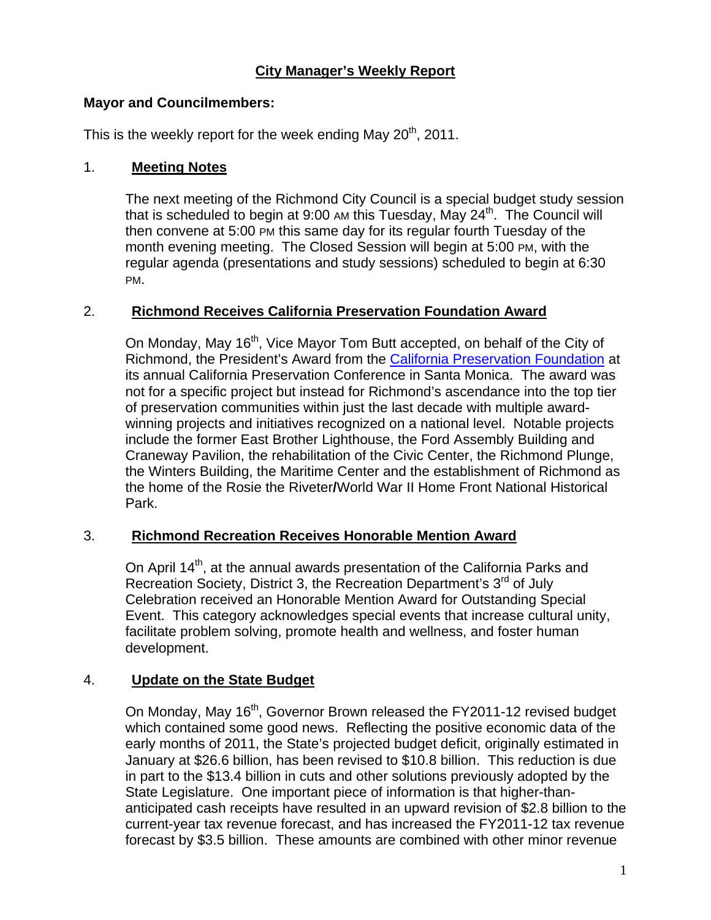# City Manager's Weekly Report

**Mayor and Councilmembers:**

This is the weekly report for the week ending May 20th, 2011.

## 1. Meeting Notes

The next meeting of the Richmond City Council is a special budget study session that is scheduled to begin at 9:00 AM this Tuesday, May 24th. The Council will then convene at 5:00 PM this same day for its regular fourth Tuesday of the month evening meeting. The Closed Session will begin at 5:00 PM, with the regular agenda (presentations and study sessions) scheduled to begin at 6:30 PM.

## 2. Richmond Receives California Preservation Foundation Award

On Monday, May 16th, Vice Mayor Tom Butt accepted, on behalf of the City of Richmond, the President's Award from the California Preservation Foundation at its annual California Preservation Conference in Santa Monica. The award was not for a specific project but instead for Richmond's ascendance into the top tier of preservation communities within just the last decade with multiple award-winning projects and initiatives recognized on a national level. Notable projects include the former East Brother Lighthouse, the Ford Assembly Building and Craneway Pavilion, the rehabilitation of the Civic Center, the Richmond Plunge, the Winters Building, the Maritime Center and the establishment of Richmond as the home of the Rosie the Riveter/World War II Home Front National Historical Park.

## 3. Richmond Recreation Receives Honorable Mention Award

On April 14th, at the annual awards presentation of the California Parks and Recreation Society, District 3, the Recreation Department's 3rd of July Celebration received an Honorable Mention Award for Outstanding Special Event. This category acknowledges special events that increase cultural unity, facilitate problem solving, promote health and wellness, and foster human development.

## 4. Update on the State Budget

On Monday, May 16th, Governor Brown released the FY2011-12 revised budget which contained some good news. Reflecting the positive economic data of the early months of 2011, the State's projected budget deficit, originally estimated in January at $26.6 billion, has been revised to $10.8 billion. This reduction is due in part to the $13.4 billion in cuts and other solutions previously adopted by the State Legislature. One important piece of information is that higher-than-anticipated cash receipts have resulted in an upward revision of $2.8 billion to the current-year tax revenue forecast, and has increased the FY2011-12 tax revenue forecast by $3.5 billion. These amounts are combined with other minor revenue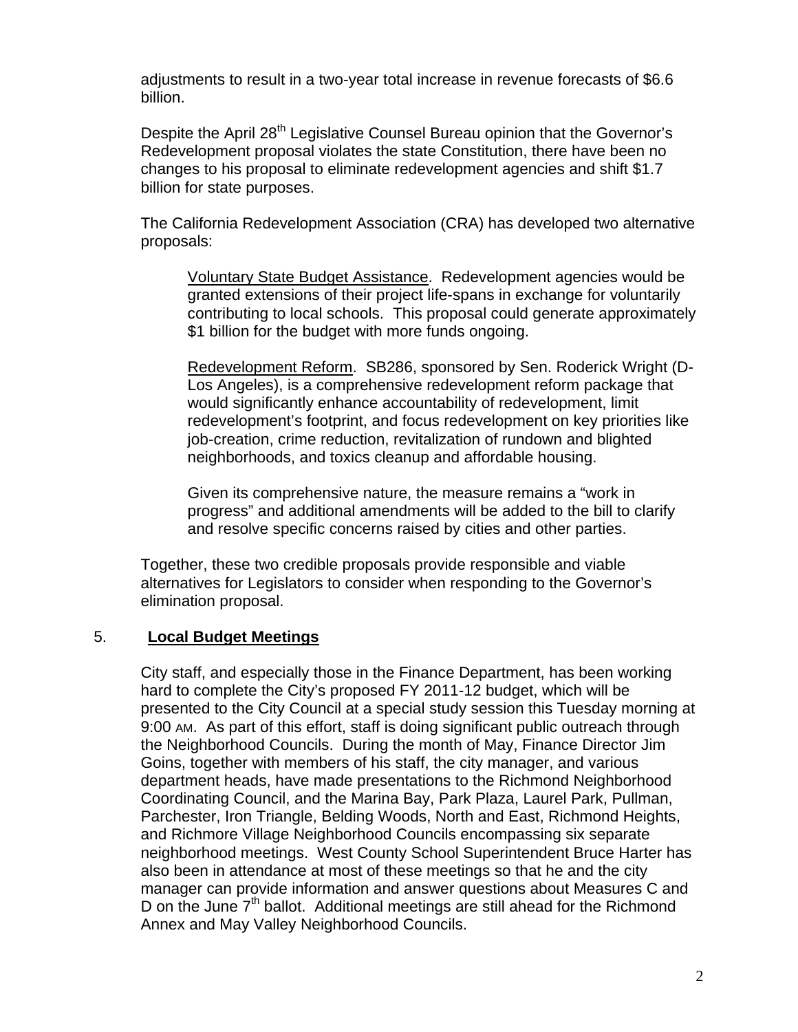adjustments to result in a two-year total increase in revenue forecasts of $6.6 billion.

Despite the April 28th Legislative Counsel Bureau opinion that the Governor's Redevelopment proposal violates the state Constitution, there have been no changes to his proposal to eliminate redevelopment agencies and shift $1.7 billion for state purposes.

The California Redevelopment Association (CRA) has developed two alternative proposals:

> Voluntary State Budget Assistance. Redevelopment agencies would be granted extensions of their project life-spans in exchange for voluntarily contributing to local schools. This proposal could generate approximately $1 billion for the budget with more funds ongoing.
>
> Redevelopment Reform. SB286, sponsored by Sen. Roderick Wright (D-Los Angeles), is a comprehensive redevelopment reform package that would significantly enhance accountability of redevelopment, limit redevelopment's footprint, and focus redevelopment on key priorities like job-creation, crime reduction, revitalization of rundown and blighted neighborhoods, and toxics cleanup and affordable housing.
>
> Given its comprehensive nature, the measure remains a "work in progress" and additional amendments will be added to the bill to clarify and resolve specific concerns raised by cities and other parties.

Together, these two credible proposals provide responsible and viable alternatives for Legislators to consider when responding to the Governor's elimination proposal.

5. **Local Budget Meetings**

City staff, and especially those in the Finance Department, has been working hard to complete the City's proposed FY 2011-12 budget, which will be presented to the City Council at a special study session this Tuesday morning at 9:00 AM. As part of this effort, staff is doing significant public outreach through the Neighborhood Councils. During the month of May, Finance Director Jim Goins, together with members of his staff, the city manager, and various department heads, have made presentations to the Richmond Neighborhood Coordinating Council, and the Marina Bay, Park Plaza, Laurel Park, Pullman, Parchester, Iron Triangle, Belding Woods, North and East, Richmond Heights, and Richmore Village Neighborhood Councils encompassing six separate neighborhood meetings. West County School Superintendent Bruce Harter has also been in attendance at most of these meetings so that he and the city manager can provide information and answer questions about Measures C and D on the June 7th ballot. Additional meetings are still ahead for the Richmond Annex and May Valley Neighborhood Councils.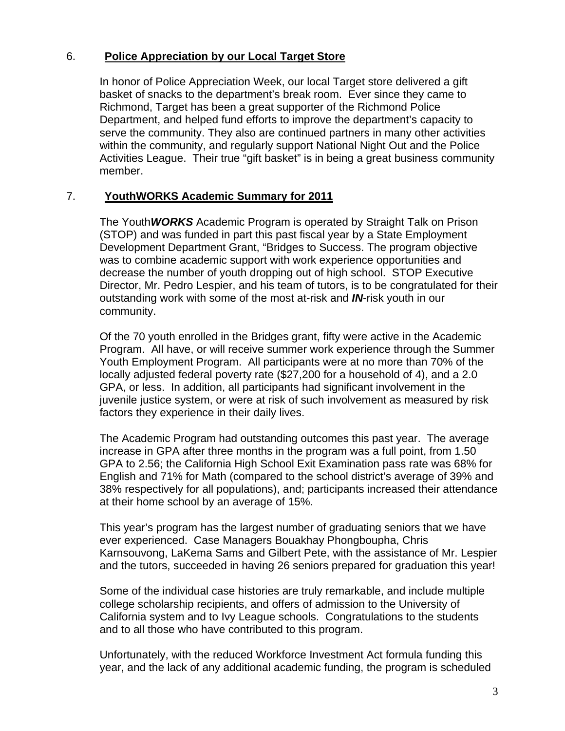## 6. **Police Appreciation by our Local Target Store**

In honor of Police Appreciation Week, our local Target store delivered a gift basket of snacks to the department's break room. Ever since they came to Richmond, Target has been a great supporter of the Richmond Police Department, and helped fund efforts to improve the department's capacity to serve the community. They also are continued partners in many other activities within the community, and regularly support National Night Out and the Police Activities League. Their true "gift basket" is in being a great business community member.

## 7. **YouthWORKS Academic Summary for 2011**

The Youth***WORKS*** Academic Program is operated by Straight Talk on Prison (STOP) and was funded in part this past fiscal year by a State Employment Development Department Grant, "Bridges to Success. The program objective was to combine academic support with work experience opportunities and decrease the number of youth dropping out of high school. STOP Executive Director, Mr. Pedro Lespier, and his team of tutors, is to be congratulated for their outstanding work with some of the most at-risk and ***IN***-risk youth in our community.

Of the 70 youth enrolled in the Bridges grant, fifty were active in the Academic Program. All have, or will receive summer work experience through the Summer Youth Employment Program. All participants were at no more than 70% of the locally adjusted federal poverty rate ($27,200 for a household of 4), and a 2.0 GPA, or less. In addition, all participants had significant involvement in the juvenile justice system, or were at risk of such involvement as measured by risk factors they experience in their daily lives.

The Academic Program had outstanding outcomes this past year. The average increase in GPA after three months in the program was a full point, from 1.50 GPA to 2.56; the California High School Exit Examination pass rate was 68% for English and 71% for Math (compared to the school district's average of 39% and 38% respectively for all populations), and; participants increased their attendance at their home school by an average of 15%.

This year's program has the largest number of graduating seniors that we have ever experienced. Case Managers Bouakhay Phongboupha, Chris Karnsouvong, LaKema Sams and Gilbert Pete, with the assistance of Mr. Lespier and the tutors, succeeded in having 26 seniors prepared for graduation this year!

Some of the individual case histories are truly remarkable, and include multiple college scholarship recipients, and offers of admission to the University of California system and to Ivy League schools. Congratulations to the students and to all those who have contributed to this program.

Unfortunately, with the reduced Workforce Investment Act formula funding this year, and the lack of any additional academic funding, the program is scheduled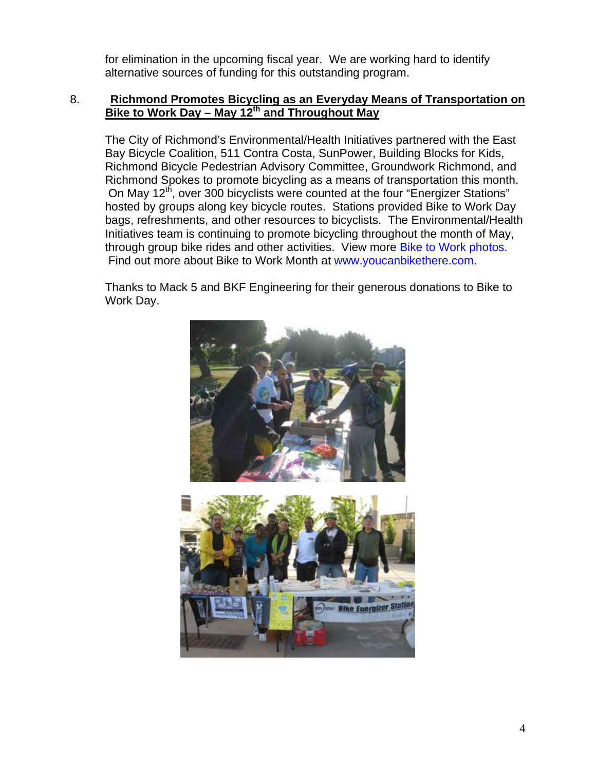for elimination in the upcoming fiscal year. We are working hard to identify alternative sources of funding for this outstanding program.

8. **Richmond Promotes Bicycling as an Everyday Means of Transportation on Bike to Work Day – May 12th and Throughout May**

The City of Richmond's Environmental/Health Initiatives partnered with the East Bay Bicycle Coalition, 511 Contra Costa, SunPower, Building Blocks for Kids, Richmond Bicycle Pedestrian Advisory Committee, Groundwork Richmond, and Richmond Spokes to promote bicycling as a means of transportation this month. On May 12th, over 300 bicyclists were counted at the four "Energizer Stations" hosted by groups along key bicycle routes. Stations provided Bike to Work Day bags, refreshments, and other resources to bicyclists. The Environmental/Health Initiatives team is continuing to promote bicycling throughout the month of May, through group bike rides and other activities. View more Bike to Work photos. Find out more about Bike to Work Month at www.youcanbikethere.com.

Thanks to Mack 5 and BKF Engineering for their generous donations to Bike to Work Day.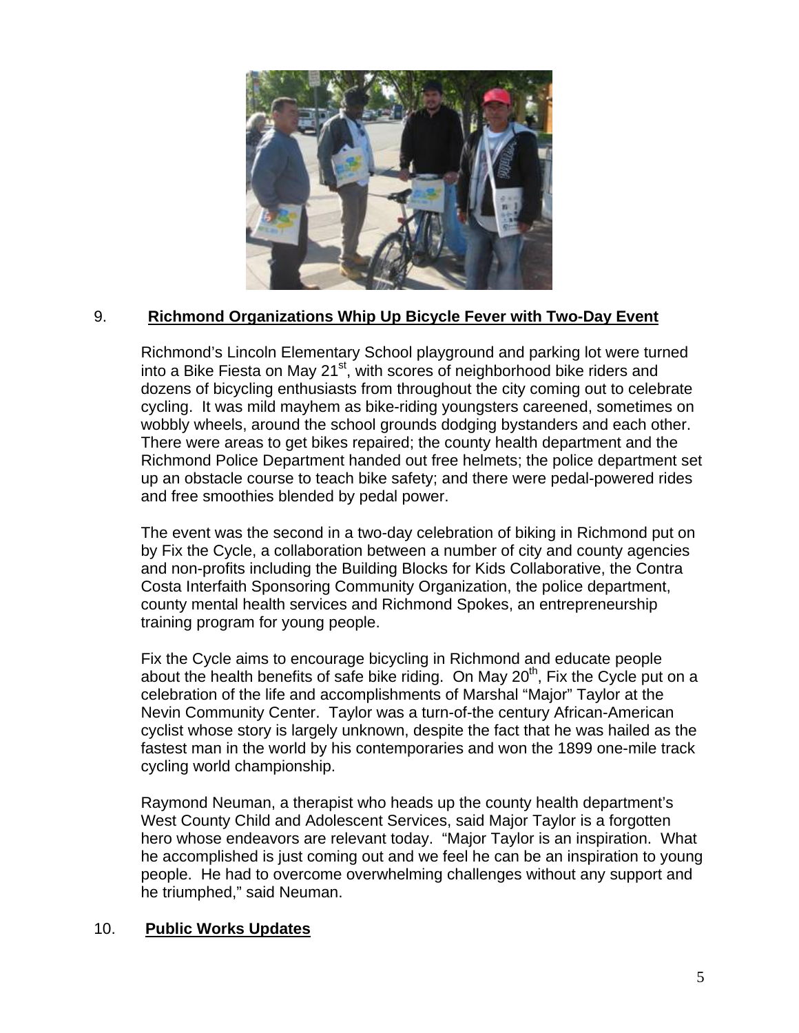## 9. **Richmond Organizations Whip Up Bicycle Fever with Two-Day Event**

Richmond's Lincoln Elementary School playground and parking lot were turned into a Bike Fiesta on May 21st, with scores of neighborhood bike riders and dozens of bicycling enthusiasts from throughout the city coming out to celebrate cycling. It was mild mayhem as bike-riding youngsters careened, sometimes on wobbly wheels, around the school grounds dodging bystanders and each other. There were areas to get bikes repaired; the county health department and the Richmond Police Department handed out free helmets; the police department set up an obstacle course to teach bike safety; and there were pedal-powered rides and free smoothies blended by pedal power.

The event was the second in a two-day celebration of biking in Richmond put on by Fix the Cycle, a collaboration between a number of city and county agencies and non-profits including the Building Blocks for Kids Collaborative, the Contra Costa Interfaith Sponsoring Community Organization, the police department, county mental health services and Richmond Spokes, an entrepreneurship training program for young people.

Fix the Cycle aims to encourage bicycling in Richmond and educate people about the health benefits of safe bike riding. On May 20th, Fix the Cycle put on a celebration of the life and accomplishments of Marshal "Major" Taylor at the Nevin Community Center. Taylor was a turn-of-the century African-American cyclist whose story is largely unknown, despite the fact that he was hailed as the fastest man in the world by his contemporaries and won the 1899 one-mile track cycling world championship.

Raymond Neuman, a therapist who heads up the county health department's West County Child and Adolescent Services, said Major Taylor is a forgotten hero whose endeavors are relevant today. "Major Taylor is an inspiration. What he accomplished is just coming out and we feel he can be an inspiration to young people. He had to overcome overwhelming challenges without any support and he triumphed," said Neuman.

## 10. **Public Works Updates**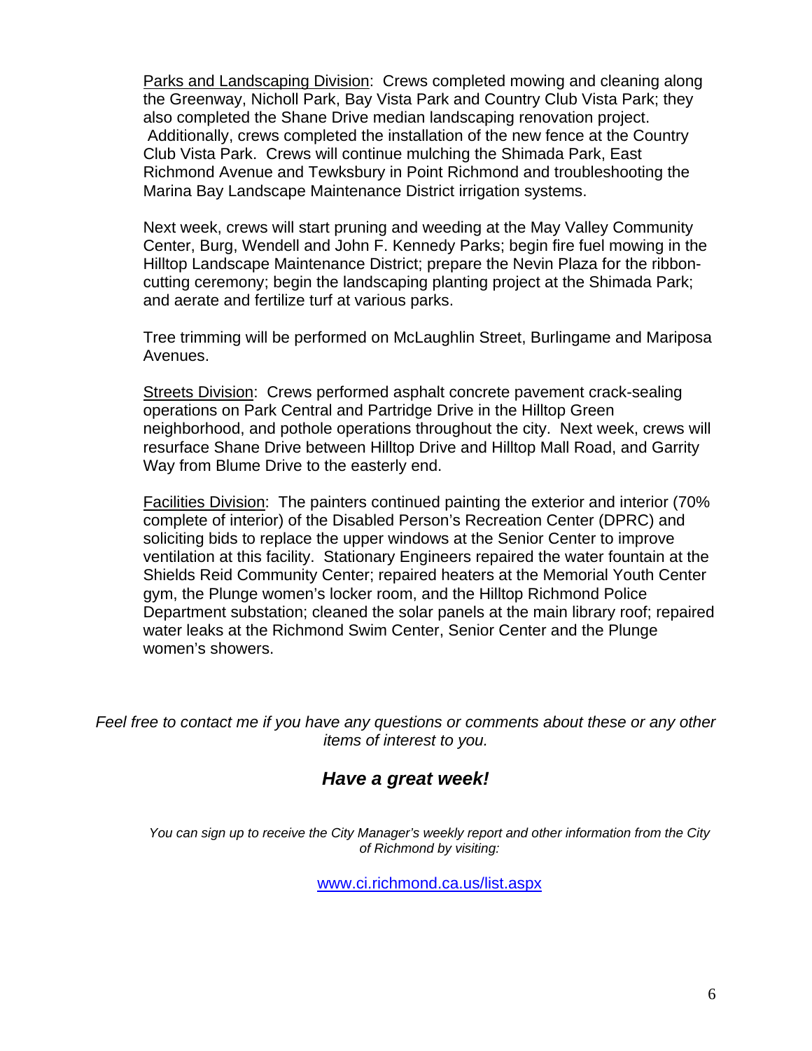<u>Parks and Landscaping Division</u>: Crews completed mowing and cleaning along the Greenway, Nicholl Park, Bay Vista Park and Country Club Vista Park; they also completed the Shane Drive median landscaping renovation project. Additionally, crews completed the installation of the new fence at the Country Club Vista Park. Crews will continue mulching the Shimada Park, East Richmond Avenue and Tewksbury in Point Richmond and troubleshooting the Marina Bay Landscape Maintenance District irrigation systems.

Next week, crews will start pruning and weeding at the May Valley Community Center, Burg, Wendell and John F. Kennedy Parks; begin fire fuel mowing in the Hilltop Landscape Maintenance District; prepare the Nevin Plaza for the ribbon-cutting ceremony; begin the landscaping planting project at the Shimada Park; and aerate and fertilize turf at various parks.

Tree trimming will be performed on McLaughlin Street, Burlingame and Mariposa Avenues.

<u>Streets Division</u>: Crews performed asphalt concrete pavement crack-sealing operations on Park Central and Partridge Drive in the Hilltop Green neighborhood, and pothole operations throughout the city. Next week, crews will resurface Shane Drive between Hilltop Drive and Hilltop Mall Road, and Garrity Way from Blume Drive to the easterly end.

<u>Facilities Division</u>: The painters continued painting the exterior and interior (70% complete of interior) of the Disabled Person's Recreation Center (DPRC) and soliciting bids to replace the upper windows at the Senior Center to improve ventilation at this facility. Stationary Engineers repaired the water fountain at the Shields Reid Community Center; repaired heaters at the Memorial Youth Center gym, the Plunge women's locker room, and the Hilltop Richmond Police Department substation; cleaned the solar panels at the main library roof; repaired water leaks at the Richmond Swim Center, Senior Center and the Plunge women's showers.

*Feel free to contact me if you have any questions or comments about these or any other items of interest to you.*

***Have a great week!***

*You can sign up to receive the City Manager's weekly report and other information from the City of Richmond by visiting:*

[www.ci.richmond.ca.us/list.aspx](http://www.ci.richmond.ca.us/list.aspx)